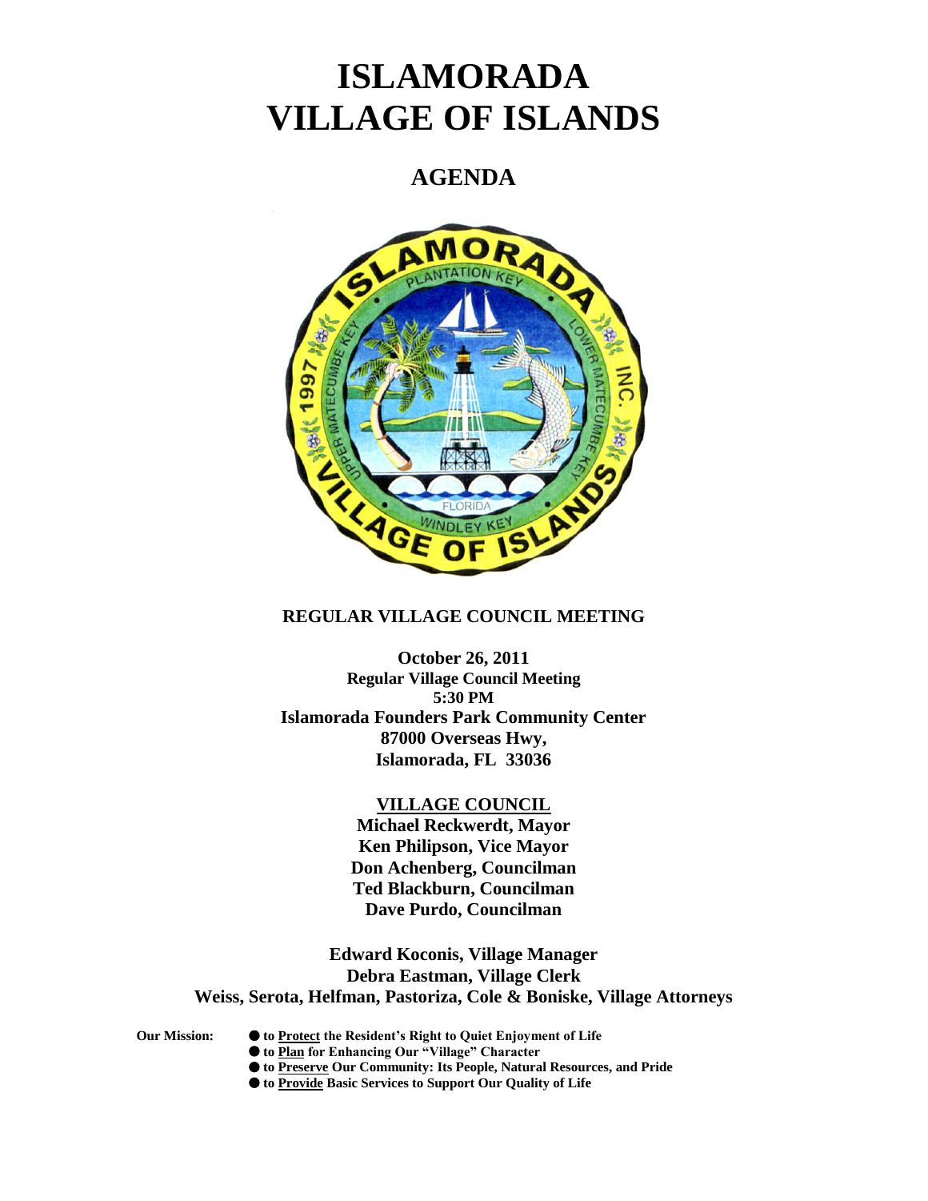# ISLAMORADA VILLAGE OF ISLANDS

## AGENDA

### REGULAR VILLAGE COUNCIL MEETING

**October 26, 2011**
**Regular Village Council Meeting**
**5:30 PM**
**Islamorada Founders Park Community Center**
**87000 Overseas Hwy,**
**Islamorada, FL 33036**

**VILLAGE COUNCIL**
**Michael Reckwerdt, Mayor**
**Ken Philipson, Vice Mayor**
**Don Achenberg, Councilman**
**Ted Blackburn, Councilman**
**Dave Purdo, Councilman**

**Edward Koconis, Village Manager**
**Debra Eastman, Village Clerk**
**Weiss, Serota, Helfman, Pastoriza, Cole & Boniske, Village Attorneys**

**Our Mission:**

- **to Protect the Resident's Right to Quiet Enjoyment of Life**
- **to Plan for Enhancing Our "Village" Character**
- **to Preserve Our Community: Its People, Natural Resources, and Pride**
- **to Provide Basic Services to Support Our Quality of Life**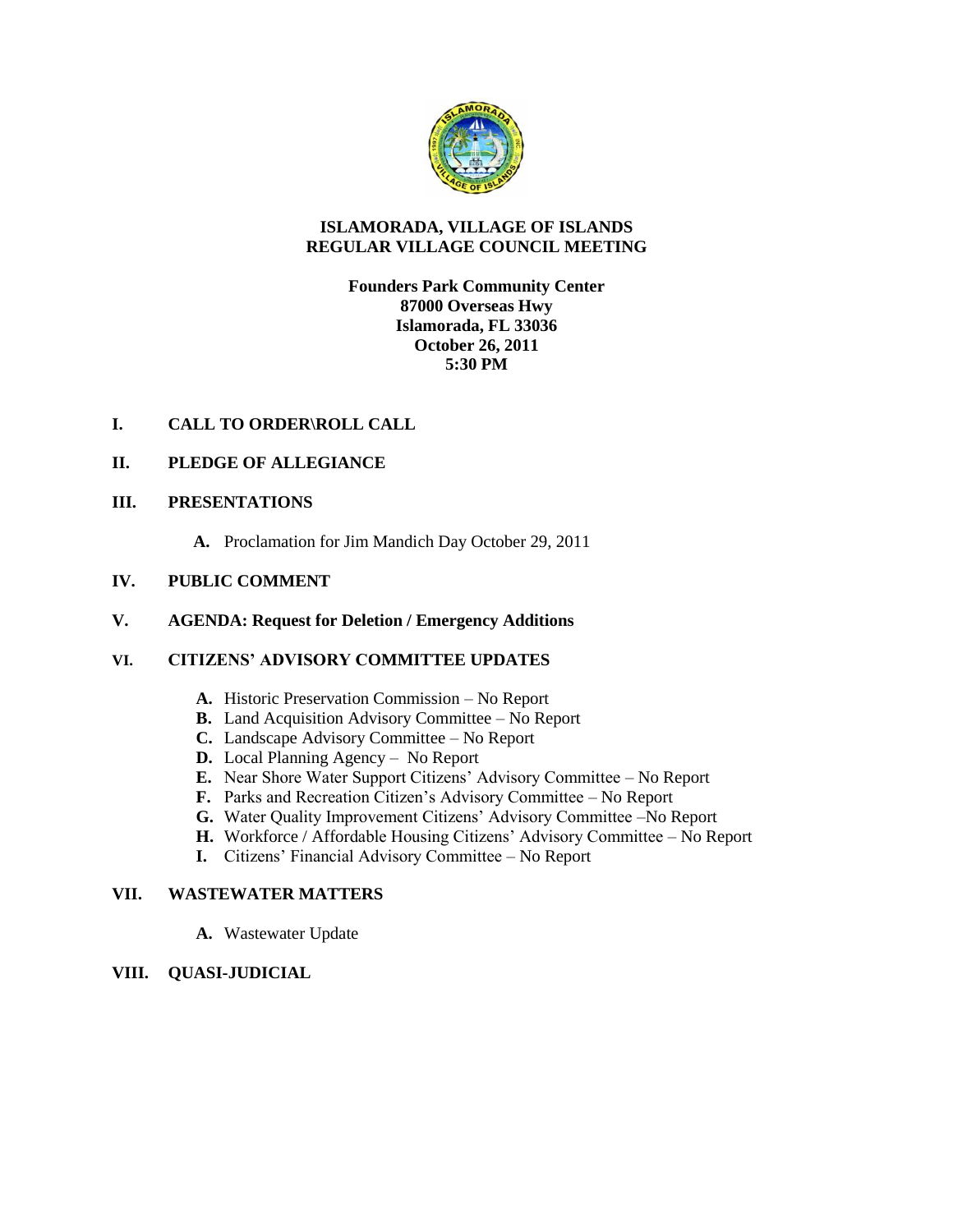**ISLAMORADA, VILLAGE OF ISLANDS**
**REGULAR VILLAGE COUNCIL MEETING**

**Founders Park Community Center**
**87000 Overseas Hwy**
**Islamorada, FL 33036**
**October 26, 2011**
**5:30 PM**

## I. CALL TO ORDER\ROLL CALL

## II. PLEDGE OF ALLEGIANCE

## III. PRESENTATIONS

- **A.** Proclamation for Jim Mandich Day October 29, 2011

## IV. PUBLIC COMMENT

## V. AGENDA: Request for Deletion / Emergency Additions

## VI. CITIZENS' ADVISORY COMMITTEE UPDATES

- **A.** Historic Preservation Commission – No Report
- **B.** Land Acquisition Advisory Committee – No Report
- **C.** Landscape Advisory Committee – No Report
- **D.** Local Planning Agency – No Report
- **E.** Near Shore Water Support Citizens' Advisory Committee – No Report
- **F.** Parks and Recreation Citizen's Advisory Committee – No Report
- **G.** Water Quality Improvement Citizens' Advisory Committee –No Report
- **H.** Workforce / Affordable Housing Citizens' Advisory Committee – No Report
- **I.** Citizens' Financial Advisory Committee – No Report

## VII. WASTEWATER MATTERS

- **A.** Wastewater Update

## VIII. QUASI-JUDICIAL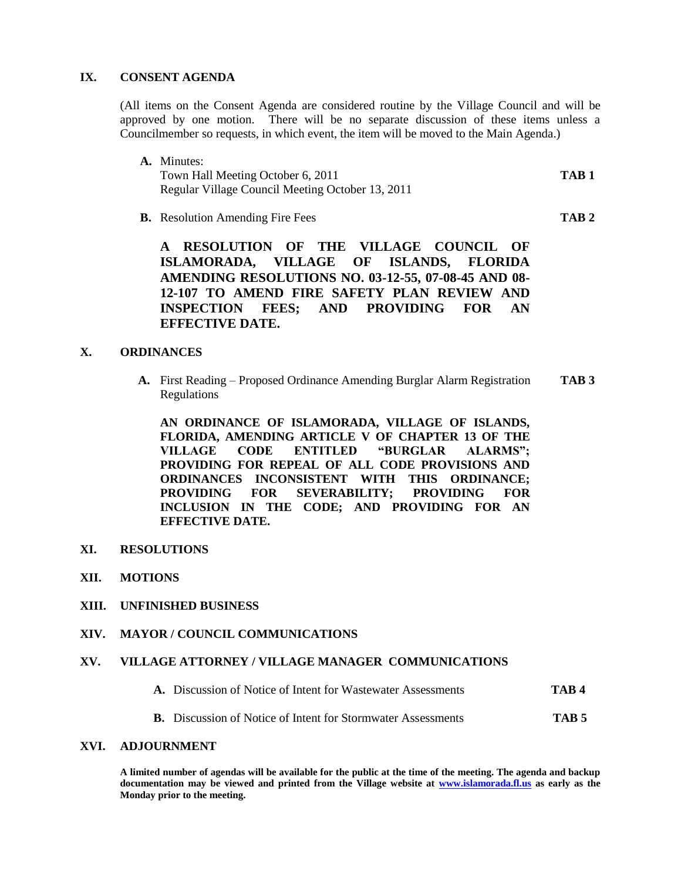## IX. CONSENT AGENDA

(All items on the Consent Agenda are considered routine by the Village Council and will be approved by one motion. There will be no separate discussion of these items unless a Councilmember so requests, in which event, the item will be moved to the Main Agenda.)

**A.** Minutes:
Town Hall Meeting October 6, 2011 **TAB 1**
Regular Village Council Meeting October 13, 2011

**B.** Resolution Amending Fire Fees **TAB 2**

**A RESOLUTION OF THE VILLAGE COUNCIL OF ISLAMORADA, VILLAGE OF ISLANDS, FLORIDA AMENDING RESOLUTIONS NO. 03-12-55, 07-08-45 AND 08-12-107 TO AMEND FIRE SAFETY PLAN REVIEW AND INSPECTION FEES; AND PROVIDING FOR AN EFFECTIVE DATE.**

## X. ORDINANCES

**A.** First Reading – Proposed Ordinance Amending Burglar Alarm Registration Regulations **TAB 3**

**AN ORDINANCE OF ISLAMORADA, VILLAGE OF ISLANDS, FLORIDA, AMENDING ARTICLE V OF CHAPTER 13 OF THE VILLAGE CODE ENTITLED "BURGLAR ALARMS"; PROVIDING FOR REPEAL OF ALL CODE PROVISIONS AND ORDINANCES INCONSISTENT WITH THIS ORDINANCE; PROVIDING FOR SEVERABILITY; PROVIDING FOR INCLUSION IN THE CODE; AND PROVIDING FOR AN EFFECTIVE DATE.**

## XI. RESOLUTIONS

## XII. MOTIONS

## XIII. UNFINISHED BUSINESS

## XIV. MAYOR / COUNCIL COMMUNICATIONS

## XV. VILLAGE ATTORNEY / VILLAGE MANAGER COMMUNICATIONS

**A.** Discussion of Notice of Intent for Wastewater Assessments **TAB 4**

**B.** Discussion of Notice of Intent for Stormwater Assessments **TAB 5**

## XVI. ADJOURNMENT

**A limited number of agendas will be available for the public at the time of the meeting. The agenda and backup documentation may be viewed and printed from the Village website at [www.islamorada.fl.us](http://www.islamorada.fl.us) as early as the Monday prior to the meeting.**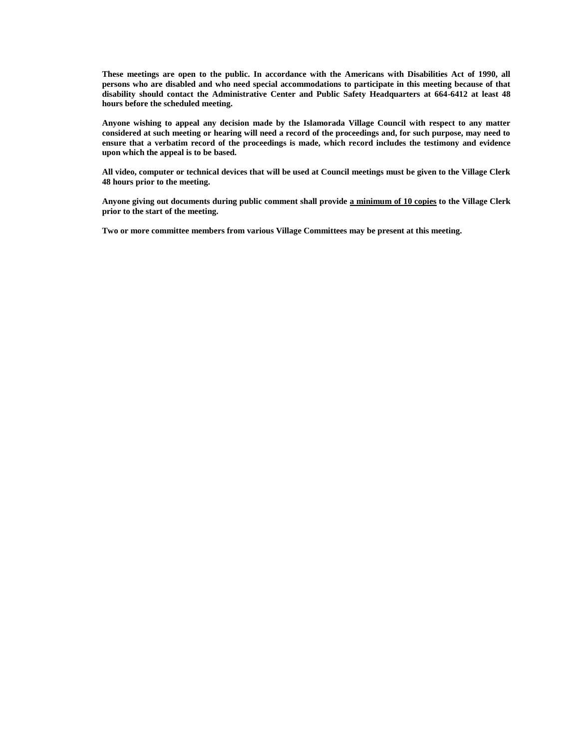**These meetings are open to the public. In accordance with the Americans with Disabilities Act of 1990, all persons who are disabled and who need special accommodations to participate in this meeting because of that disability should contact the Administrative Center and Public Safety Headquarters at 664-6412 at least 48 hours before the scheduled meeting.**

**Anyone wishing to appeal any decision made by the Islamorada Village Council with respect to any matter considered at such meeting or hearing will need a record of the proceedings and, for such purpose, may need to ensure that a verbatim record of the proceedings is made, which record includes the testimony and evidence upon which the appeal is to be based.**

**All video, computer or technical devices that will be used at Council meetings must be given to the Village Clerk 48 hours prior to the meeting.**

**Anyone giving out documents during public comment shall provide <u>a minimum of 10 copies</u> to the Village Clerk prior to the start of the meeting.**

**Two or more committee members from various Village Committees may be present at this meeting.**